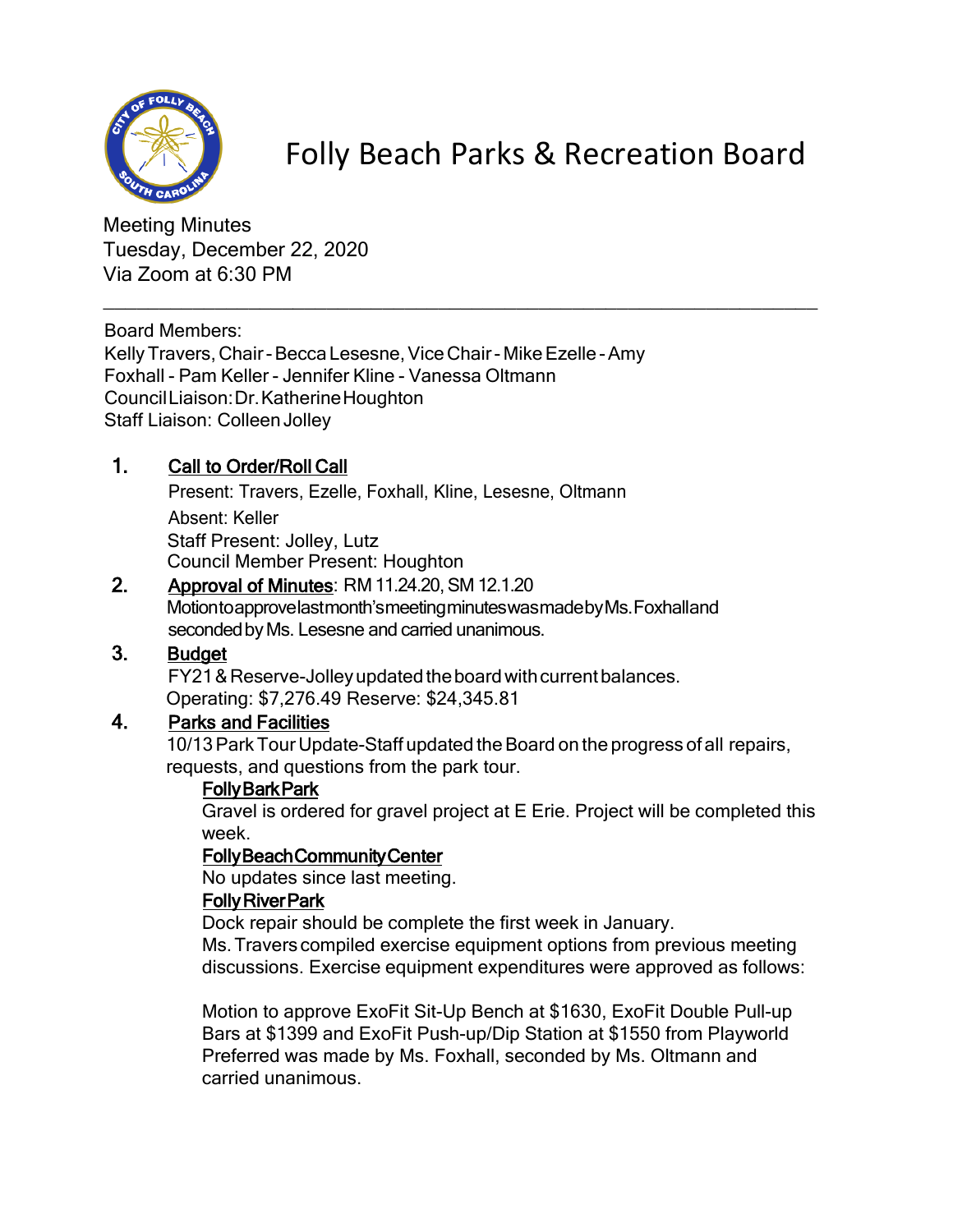# Folly Beach Parks & Recreation Board

Meeting Minutes
Tuesday, December 22, 2020
Via Zoom at 6:30 PM

---

Board Members:
Kelly Travers, Chair - Becca Lesesne, Vice Chair - Mike Ezelle - Amy Foxhall - Pam Keller - Jennifer Kline - Vanessa Oltmann
Council Liaison: Dr. Katherine Houghton
Staff Liaison: Colleen Jolley

1. **Call to Order/Roll Call**

   Present: Travers, Ezelle, Foxhall, Kline, Lesesne, Oltmann
   Absent: Keller
   Staff Present: Jolley, Lutz
   Council Member Present: Houghton

2. **Approval of Minutes**: RM 11.24.20, SM 12.1.20
   Motion to approve last month's meeting minutes was made by Ms. Foxhall and seconded by Ms. Lesesne and carried unanimous.

3. **Budget**
   FY21 & Reserve-Jolley updated the board with current balances.
   Operating: $7,276.49 Reserve: $24,345.81

4. **Parks and Facilities**
   10/13 Park Tour Update-Staff updated the Board on the progress of all repairs, requests, and questions from the park tour.

   **Folly Bark Park**
   Gravel is ordered for gravel project at E Erie. Project will be completed this week.

   **Folly Beach Community Center**
   No updates since last meeting.

   **Folly River Park**
   Dock repair should be complete the first week in January.
   Ms. Travers compiled exercise equipment options from previous meeting discussions. Exercise equipment expenditures were approved as follows:

   Motion to approve ExoFit Sit-Up Bench at $1630, ExoFit Double Pull-up Bars at $1399 and ExoFit Push-up/Dip Station at $1550 from Playworld Preferred was made by Ms. Foxhall, seconded by Ms. Oltmann and carried unanimous.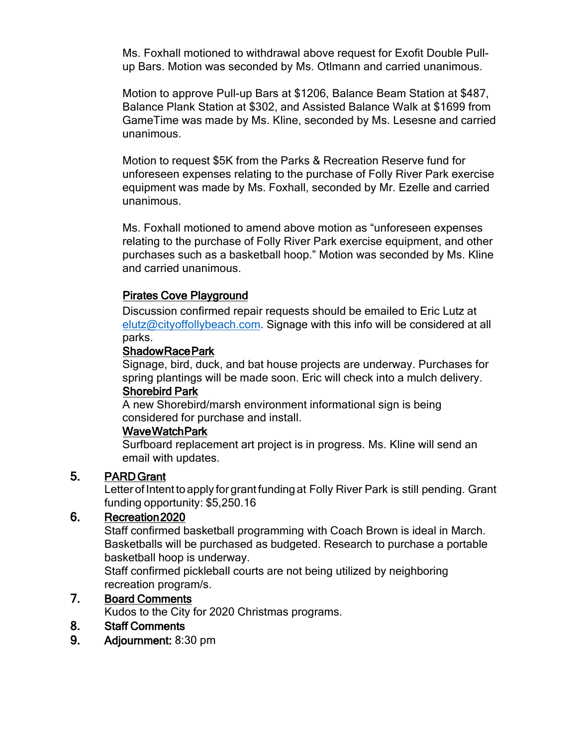Ms. Foxhall motioned to withdrawal above request for Exofit Double Pull-up Bars. Motion was seconded by Ms. Otlmann and carried unanimous.

Motion to approve Pull-up Bars at $1206, Balance Beam Station at $487, Balance Plank Station at $302, and Assisted Balance Walk at $1699 from GameTime was made by Ms. Kline, seconded by Ms. Lesesne and carried unanimous.

Motion to request $5K from the Parks & Recreation Reserve fund for unforeseen expenses relating to the purchase of Folly River Park exercise equipment was made by Ms. Foxhall, seconded by Mr. Ezelle and carried unanimous.

Ms. Foxhall motioned to amend above motion as "unforeseen expenses relating to the purchase of Folly River Park exercise equipment, and other purchases such as a basketball hoop." Motion was seconded by Ms. Kline and carried unanimous.

**Pirates Cove Playground**

Discussion confirmed repair requests should be emailed to Eric Lutz at elutz@cityoffollybeach.com. Signage with this info will be considered at all parks.

**ShadowRace Park**

Signage, bird, duck, and bat house projects are underway. Purchases for spring plantings will be made soon. Eric will check into a mulch delivery.

**Shorebird Park**

A new Shorebird/marsh environment informational sign is being considered for purchase and install.

**WaveWatch Park**

Surfboard replacement art project is in progress. Ms. Kline will send an email with updates.

5. **PARD Grant**

   Letter of Intent to apply for grant funding at Folly River Park is still pending. Grant funding opportunity: $5,250.16

6. **Recreation 2020**

   Staff confirmed basketball programming with Coach Brown is ideal in March. Basketballs will be purchased as budgeted. Research to purchase a portable basketball hoop is underway.

   Staff confirmed pickleball courts are not being utilized by neighboring recreation program/s.

7. **Board Comments**

   Kudos to the City for 2020 Christmas programs.

8. **Staff Comments**
9. **Adjournment:** 8:30 pm